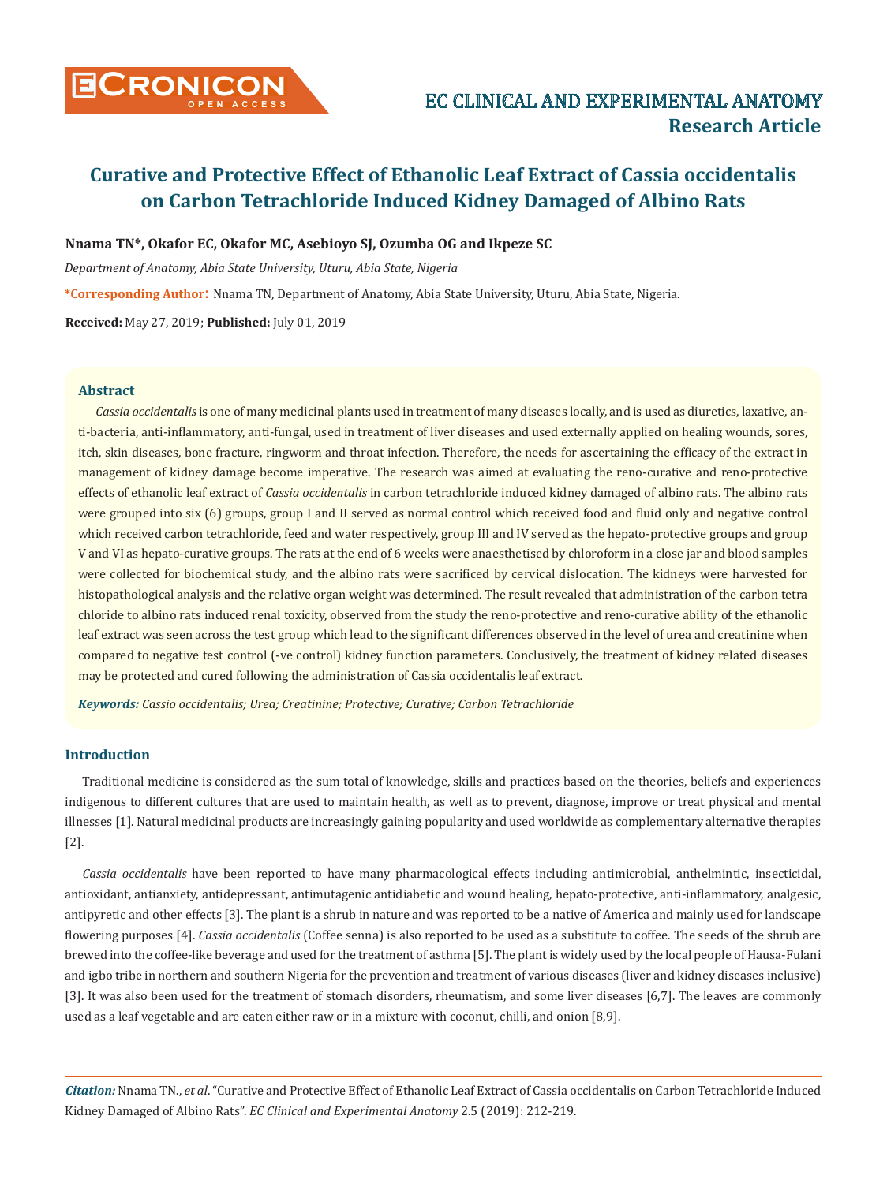**Research Article**

# Curative and Protective Effect of Ethanolic Leaf Extract of Cassia occidentalis on Carbon Tetrachloride Induced Kidney Damaged of Albino Rats

**Nnama TN\*, Okafor EC, Okafor MC, Asebioyo SJ, Ozumba OG and Ikpeze SC**

*Department of Anatomy, Abia State University, Uturu, Abia State, Nigeria*

**\*Corresponding Author:** Nnama TN, Department of Anatomy, Abia State University, Uturu, Abia State, Nigeria.

**Received:** May 27, 2019; **Published:** July 01, 2019

## Abstract

*Cassia occidentalis* is one of many medicinal plants used in treatment of many diseases locally, and is used as diuretics, laxative, anti-bacteria, anti-inflammatory, anti-fungal, used in treatment of liver diseases and used externally applied on healing wounds, sores, itch, skin diseases, bone fracture, ringworm and throat infection. Therefore, the needs for ascertaining the efficacy of the extract in management of kidney damage become imperative. The research was aimed at evaluating the reno-curative and reno-protective effects of ethanolic leaf extract of *Cassia occidentalis* in carbon tetrachloride induced kidney damaged of albino rats. The albino rats were grouped into six (6) groups, group I and II served as normal control which received food and fluid only and negative control which received carbon tetrachloride, feed and water respectively, group III and IV served as the hepato-protective groups and group V and VI as hepato-curative groups. The rats at the end of 6 weeks were anaesthetised by chloroform in a close jar and blood samples were collected for biochemical study, and the albino rats were sacrificed by cervical dislocation. The kidneys were harvested for histopathological analysis and the relative organ weight was determined. The result revealed that administration of the carbon tetra chloride to albino rats induced renal toxicity, observed from the study the reno-protective and reno-curative ability of the ethanolic leaf extract was seen across the test group which lead to the significant differences observed in the level of urea and creatinine when compared to negative test control (-ve control) kidney function parameters. Conclusively, the treatment of kidney related diseases may be protected and cured following the administration of Cassia occidentalis leaf extract.

***Keywords:*** *Cassio occidentalis; Urea; Creatinine; Protective; Curative; Carbon Tetrachloride*

## Introduction

Traditional medicine is considered as the sum total of knowledge, skills and practices based on the theories, beliefs and experiences indigenous to different cultures that are used to maintain health, as well as to prevent, diagnose, improve or treat physical and mental illnesses [1]. Natural medicinal products are increasingly gaining popularity and used worldwide as complementary alternative therapies [2].

*Cassia occidentalis* have been reported to have many pharmacological effects including antimicrobial, anthelmintic, insecticidal, antioxidant, antianxiety, antidepressant, antimutagenic antidiabetic and wound healing, hepato-protective, anti-inflammatory, analgesic, antipyretic and other effects [3]. The plant is a shrub in nature and was reported to be a native of America and mainly used for landscape flowering purposes [4]. *Cassia occidentalis* (Coffee senna) is also reported to be used as a substitute to coffee. The seeds of the shrub are brewed into the coffee-like beverage and used for the treatment of asthma [5]. The plant is widely used by the local people of Hausa-Fulani and igbo tribe in northern and southern Nigeria for the prevention and treatment of various diseases (liver and kidney diseases inclusive) [3]. It was also been used for the treatment of stomach disorders, rheumatism, and some liver diseases [6,7]. The leaves are commonly used as a leaf vegetable and are eaten either raw or in a mixture with coconut, chilli, and onion [8,9].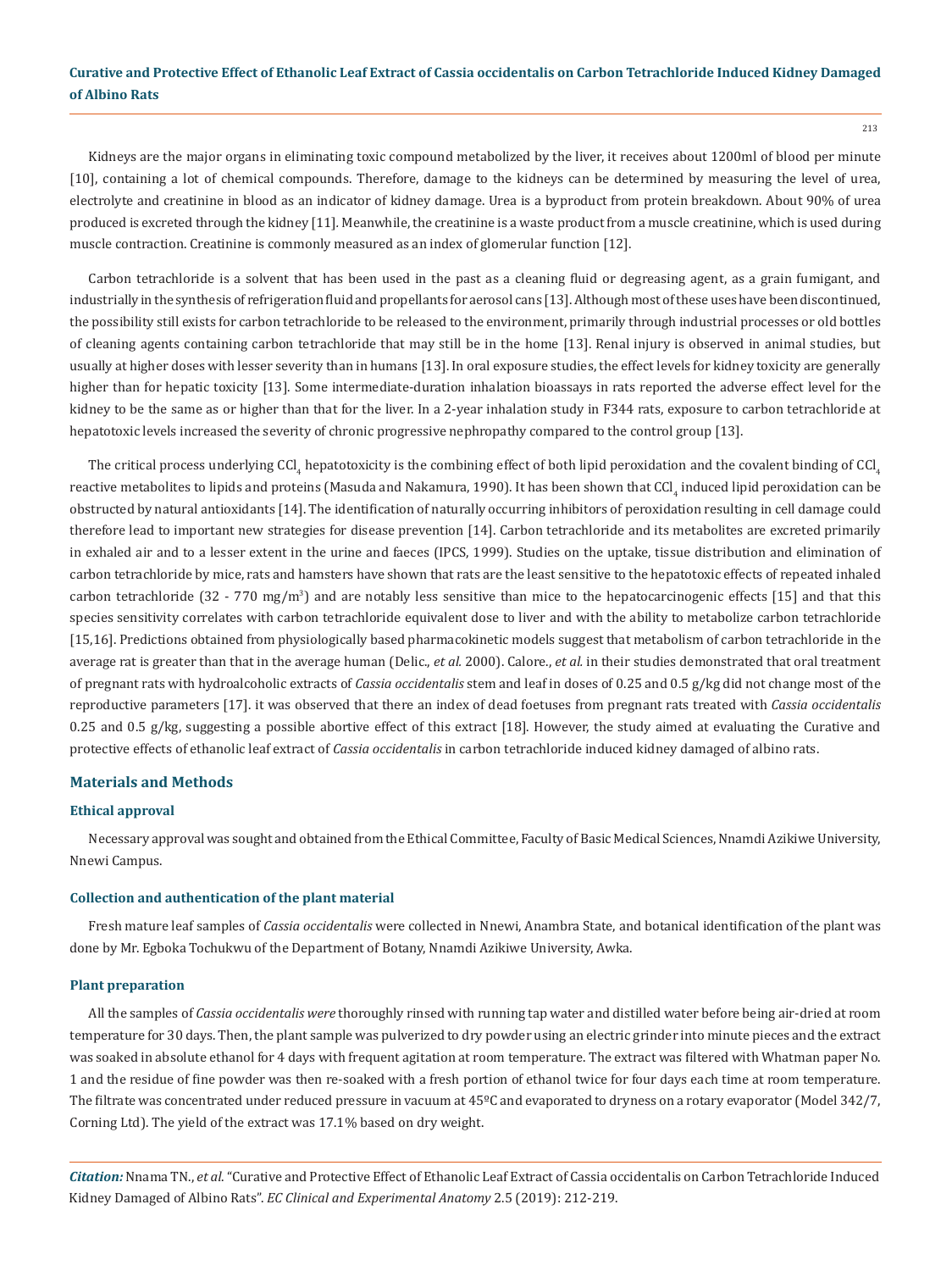Kidneys are the major organs in eliminating toxic compound metabolized by the liver, it receives about 1200ml of blood per minute [10], containing a lot of chemical compounds. Therefore, damage to the kidneys can be determined by measuring the level of urea, electrolyte and creatinine in blood as an indicator of kidney damage. Urea is a byproduct from protein breakdown. About 90% of urea produced is excreted through the kidney [11]. Meanwhile, the creatinine is a waste product from a muscle creatinine, which is used during muscle contraction. Creatinine is commonly measured as an index of glomerular function [12].

Carbon tetrachloride is a solvent that has been used in the past as a cleaning fluid or degreasing agent, as a grain fumigant, and industrially in the synthesis of refrigeration fluid and propellants for aerosol cans [13]. Although most of these uses have been discontinued, the possibility still exists for carbon tetrachloride to be released to the environment, primarily through industrial processes or old bottles of cleaning agents containing carbon tetrachloride that may still be in the home [13]. Renal injury is observed in animal studies, but usually at higher doses with lesser severity than in humans [13]. In oral exposure studies, the effect levels for kidney toxicity are generally higher than for hepatic toxicity [13]. Some intermediate-duration inhalation bioassays in rats reported the adverse effect level for the kidney to be the same as or higher than that for the liver. In a 2-year inhalation study in F344 rats, exposure to carbon tetrachloride at hepatotoxic levels increased the severity of chronic progressive nephropathy compared to the control group [13].

The critical process underlying $CCl_4$ hepatotoxicity is the combining effect of both lipid peroxidation and the covalent binding of $CCl_4$ reactive metabolites to lipids and proteins (Masuda and Nakamura, 1990). It has been shown that $CCl_4$ induced lipid peroxidation can be obstructed by natural antioxidants [14]. The identification of naturally occurring inhibitors of peroxidation resulting in cell damage could therefore lead to important new strategies for disease prevention [14]. Carbon tetrachloride and its metabolites are excreted primarily in exhaled air and to a lesser extent in the urine and faeces (IPCS, 1999). Studies on the uptake, tissue distribution and elimination of carbon tetrachloride by mice, rats and hamsters have shown that rats are the least sensitive to the hepatotoxic effects of repeated inhaled carbon tetrachloride (32 - 770 mg/m$^3$) and are notably less sensitive than mice to the hepatocarcinogenic effects [15] and that this species sensitivity correlates with carbon tetrachloride equivalent dose to liver and with the ability to metabolize carbon tetrachloride [15,16]. Predictions obtained from physiologically based pharmacokinetic models suggest that metabolism of carbon tetrachloride in the average rat is greater than that in the average human (Delic., *et al.* 2000). Calore., *et al.* in their studies demonstrated that oral treatment of pregnant rats with hydroalcoholic extracts of *Cassia occidentalis* stem and leaf in doses of 0.25 and 0.5 g/kg did not change most of the reproductive parameters [17]. it was observed that there an index of dead foetuses from pregnant rats treated with *Cassia occidentalis* 0.25 and 0.5 g/kg, suggesting a possible abortive effect of this extract [18]. However, the study aimed at evaluating the Curative and protective effects of ethanolic leaf extract of *Cassia occidentalis* in carbon tetrachloride induced kidney damaged of albino rats.

## Materials and Methods

### Ethical approval

Necessary approval was sought and obtained from the Ethical Committee, Faculty of Basic Medical Sciences, Nnamdi Azikiwe University, Nnewi Campus.

### Collection and authentication of the plant material

Fresh mature leaf samples of *Cassia occidentalis* were collected in Nnewi, Anambra State, and botanical identification of the plant was done by Mr. Egboka Tochukwu of the Department of Botany, Nnamdi Azikiwe University, Awka.

### Plant preparation

All the samples of *Cassia occidentalis were* thoroughly rinsed with running tap water and distilled water before being air-dried at room temperature for 30 days. Then, the plant sample was pulverized to dry powder using an electric grinder into minute pieces and the extract was soaked in absolute ethanol for 4 days with frequent agitation at room temperature. The extract was filtered with Whatman paper No. 1 and the residue of fine powder was then re-soaked with a fresh portion of ethanol twice for four days each time at room temperature. The filtrate was concentrated under reduced pressure in vacuum at 45ºC and evaporated to dryness on a rotary evaporator (Model 342/7, Corning Ltd). The yield of the extract was 17.1% based on dry weight.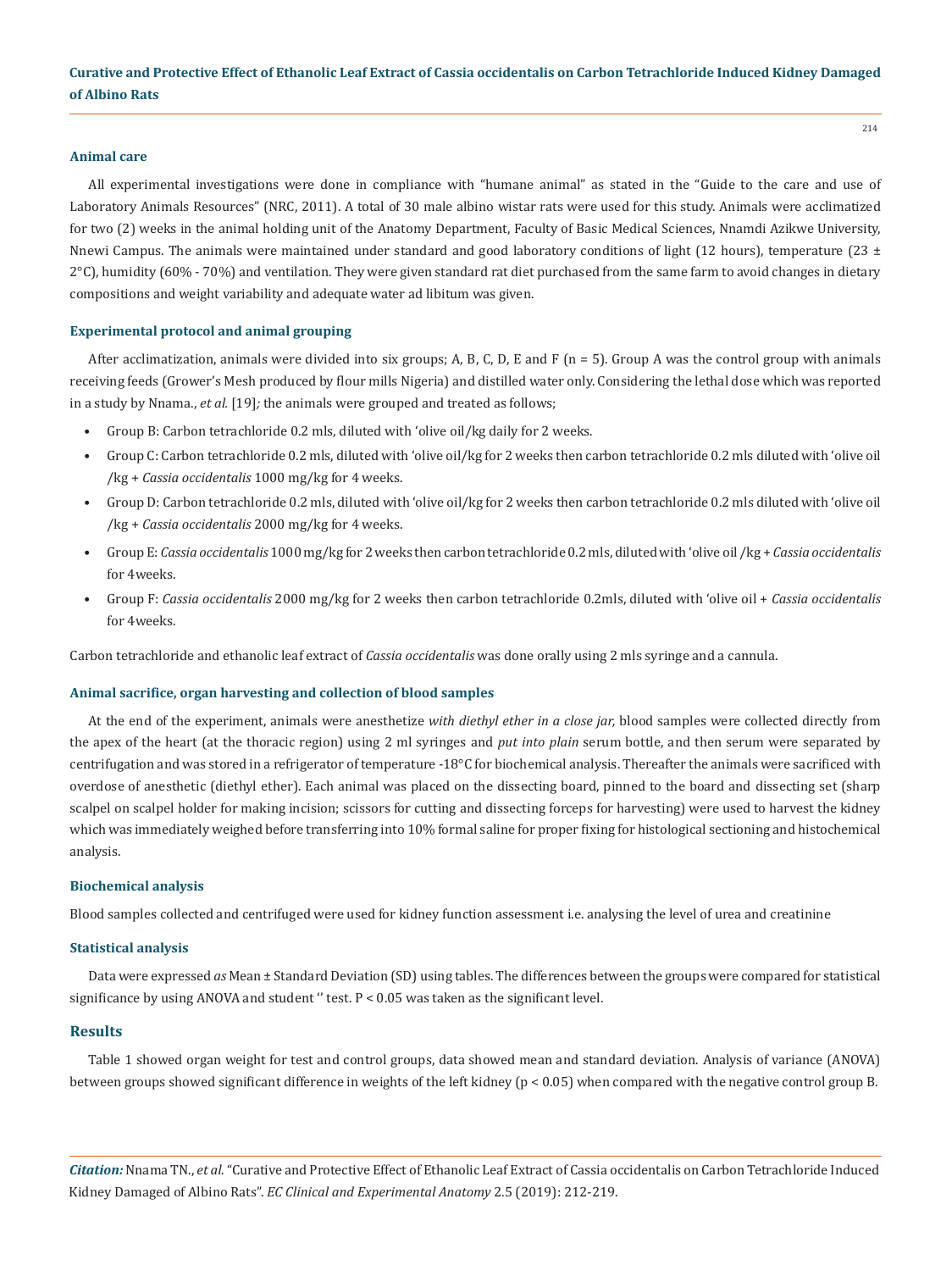### Animal care

All experimental investigations were done in compliance with "humane animal" as stated in the "Guide to the care and use of Laboratory Animals Resources" (NRC, 2011). A total of 30 male albino wistar rats were used for this study. Animals were acclimatized for two (2) weeks in the animal holding unit of the Anatomy Department, Faculty of Basic Medical Sciences, Nnamdi Azikwe University, Nnewi Campus. The animals were maintained under standard and good laboratory conditions of light (12 hours), temperature (23 ± 2°C), humidity (60% - 70%) and ventilation. They were given standard rat diet purchased from the same farm to avoid changes in dietary compositions and weight variability and adequate water ad libitum was given.

### Experimental protocol and animal grouping

After acclimatization, animals were divided into six groups; A, B, C, D, E and F (n = 5). Group A was the control group with animals receiving feeds (Grower's Mesh produced by flour mills Nigeria) and distilled water only. Considering the lethal dose which was reported in a study by Nnama., *et al.* [19]; the animals were grouped and treated as follows;

- Group B: Carbon tetrachloride 0.2 mls, diluted with 'olive oil/kg daily for 2 weeks.
- Group C: Carbon tetrachloride 0.2 mls, diluted with 'olive oil/kg for 2 weeks then carbon tetrachloride 0.2 mls diluted with 'olive oil /kg + *Cassia occidentalis* 1000 mg/kg for 4 weeks.
- Group D: Carbon tetrachloride 0.2 mls, diluted with 'olive oil/kg for 2 weeks then carbon tetrachloride 0.2 mls diluted with 'olive oil /kg + *Cassia occidentalis* 2000 mg/kg for 4 weeks.
- Group E: *Cassia occidentalis* 1000 mg/kg for 2 weeks then carbon tetrachloride 0.2 mls, diluted with 'olive oil /kg + *Cassia occidentalis* for 4weeks.
- Group F: *Cassia occidentalis* 2000 mg/kg for 2 weeks then carbon tetrachloride 0.2mls, diluted with 'olive oil + *Cassia occidentalis* for 4weeks.

Carbon tetrachloride and ethanolic leaf extract of *Cassia occidentalis* was done orally using 2 mls syringe and a cannula.

### Animal sacrifice, organ harvesting and collection of blood samples

At the end of the experiment, animals were anesthetize *with diethyl ether in a close jar,* blood samples were collected directly from the apex of the heart (at the thoracic region) using 2 ml syringes and *put into plain* serum bottle, and then serum were separated by centrifugation and was stored in a refrigerator of temperature -18°C for biochemical analysis. Thereafter the animals were sacrificed with overdose of anesthetic (diethyl ether). Each animal was placed on the dissecting board, pinned to the board and dissecting set (sharp scalpel on scalpel holder for making incision; scissors for cutting and dissecting forceps for harvesting) were used to harvest the kidney which was immediately weighed before transferring into 10% formal saline for proper fixing for histological sectioning and histochemical analysis.

### Biochemical analysis

Blood samples collected and centrifuged were used for kidney function assessment i.e. analysing the level of urea and creatinine

### Statistical analysis

Data were expressed *as* Mean ± Standard Deviation (SD) using tables. The differences between the groups were compared for statistical significance by using ANOVA and student '' test. P < 0.05 was taken as the significant level.

## Results

Table 1 showed organ weight for test and control groups, data showed mean and standard deviation. Analysis of variance (ANOVA) between groups showed significant difference in weights of the left kidney ($p < 0.05$) when compared with the negative control group B.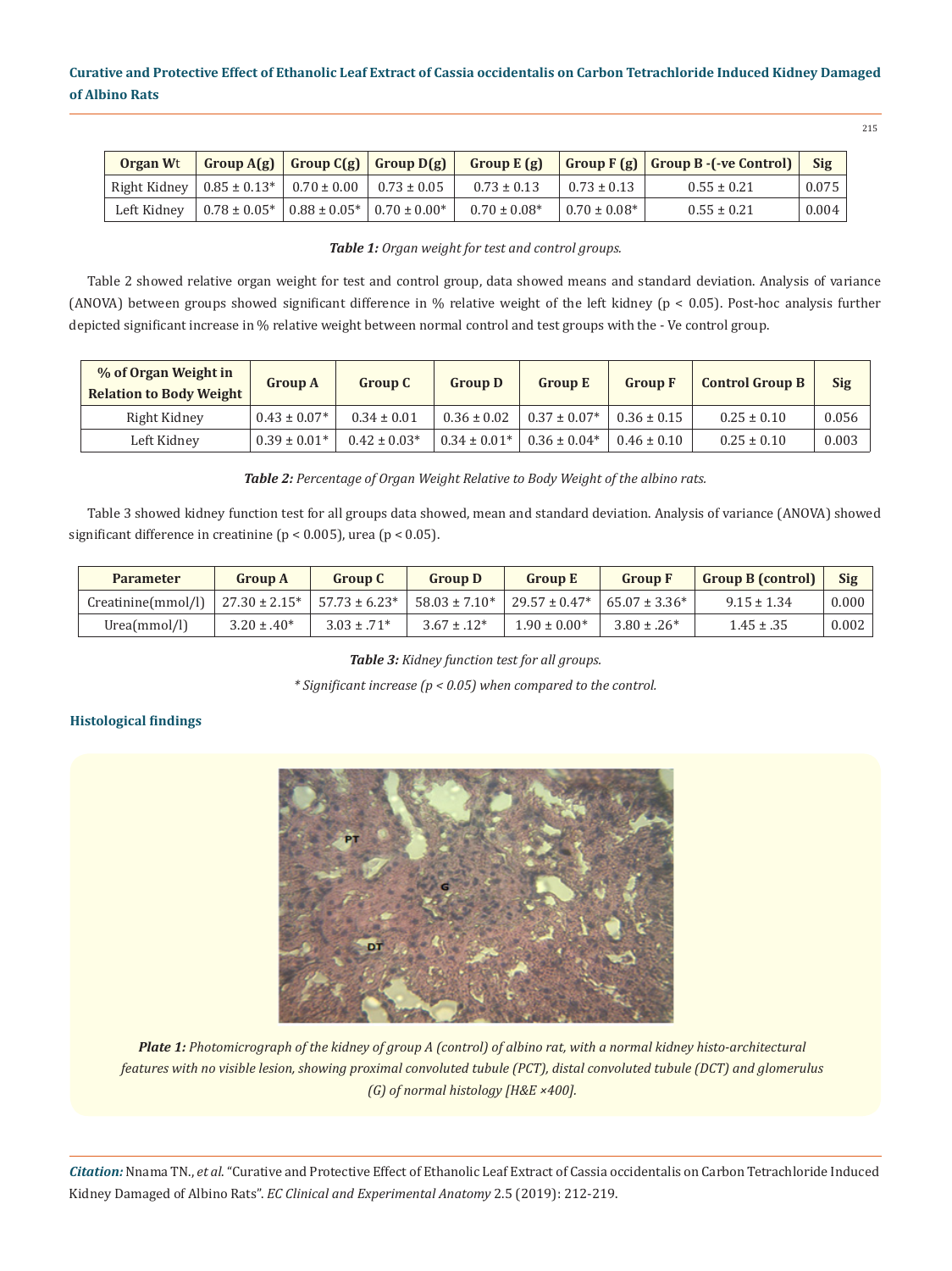| Organ Wt | Group A(g) | Group C(g) | Group D(g) | Group E (g) | Group F (g) | Group B -(-ve Control) | Sig |
|---|---|---|---|---|---|---|---|
| Right Kidney | 0.85 ± 0.13* | 0.70 ± 0.00 | 0.73 ± 0.05 | 0.73 ± 0.13 | 0.73 ± 0.13 | 0.55 ± 0.21 | 0.075 |
| Left Kidney | 0.78 ± 0.05* | 0.88 ± 0.05* | 0.70 ± 0.00* | 0.70 ± 0.08* | 0.70 ± 0.08* | 0.55 ± 0.21 | 0.004 |

***Table 1:*** *Organ weight for test and control groups.*

Table 2 showed relative organ weight for test and control group, data showed means and standard deviation. Analysis of variance (ANOVA) between groups showed significant difference in % relative weight of the left kidney ($p < 0.05$). Post-hoc analysis further depicted significant increase in % relative weight between normal control and test groups with the - Ve control group.

| % of Organ Weight in Relation to Body Weight | Group A | Group C | Group D | Group E | Group F | Control Group B | Sig |
|---|---|---|---|---|---|---|---|
| Right Kidney | 0.43 ± 0.07* | 0.34 ± 0.01 | 0.36 ± 0.02 | 0.37 ± 0.07* | 0.36 ± 0.15 | 0.25 ± 0.10 | 0.056 |
| Left Kidney | 0.39 ± 0.01* | 0.42 ± 0.03* | 0.34 ± 0.01* | 0.36 ± 0.04* | 0.46 ± 0.10 | 0.25 ± 0.10 | 0.003 |

***Table 2:*** *Percentage of Organ Weight Relative to Body Weight of the albino rats.*

Table 3 showed kidney function test for all groups data showed, mean and standard deviation. Analysis of variance (ANOVA) showed significant difference in creatinine ($p < 0.005$), urea ($p < 0.05$).

| Parameter | Group A | Group C | Group D | Group E | Group F | Group B (control) | Sig |
|---|---|---|---|---|---|---|---|
| Creatinine(mmol/l) | 27.30 ± 2.15* | 57.73 ± 6.23* | 58.03 ± 7.10* | 29.57 ± 0.47* | 65.07 ± 3.36* | 9.15 ± 1.34 | 0.000 |
| Urea(mmol/l) | 3.20 ± .40* | 3.03 ± .71* | 3.67 ± .12* | 1.90 ± 0.00* | 3.80 ± .26* | 1.45 ± .35 | 0.002 |

***Table 3:*** *Kidney function test for all groups.*

*\* Significant increase ($p < 0.05$) when compared to the control.*

### Histological findings

***Plate 1:*** *Photomicrograph of the kidney of group A (control) of albino rat, with a normal kidney histo-architectural features with no visible lesion, showing proximal convoluted tubule (PCT), distal convoluted tubule (DCT) and glomerulus (G) of normal histology [H&E ×400].*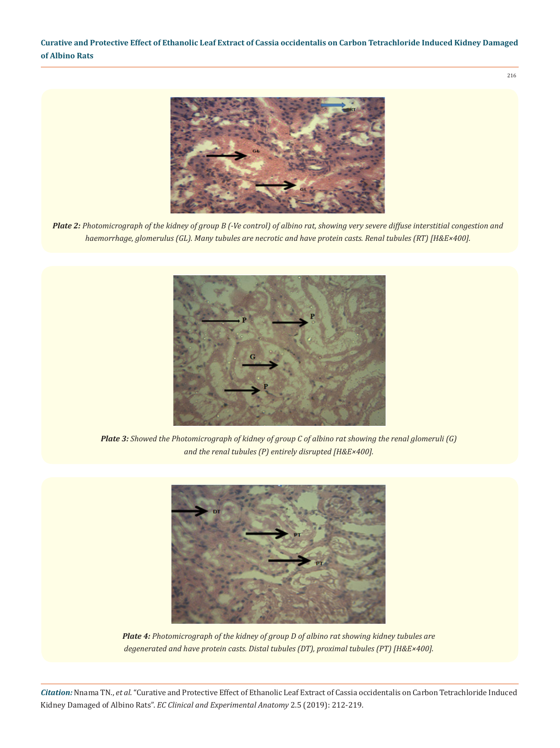*Plate 2: Photomicrograph of the kidney of group B (-Ve control) of albino rat, showing very severe diffuse interstitial congestion and haemorrhage, glomerulus (GL). Many tubules are necrotic and have protein casts. Renal tubules (RT) [H&E×400].*

***Plate 3:** Showed the Photomicrograph of kidney of group C of albino rat showing the renal glomeruli (G) and the renal tubules (P) entirely disrupted [H&E×400].*

***Plate 4:** Photomicrograph of the kidney of group D of albino rat showing kidney tubules are degenerated and have protein casts. Distal tubules (DT), proximal tubules (PT) [H&E×400].*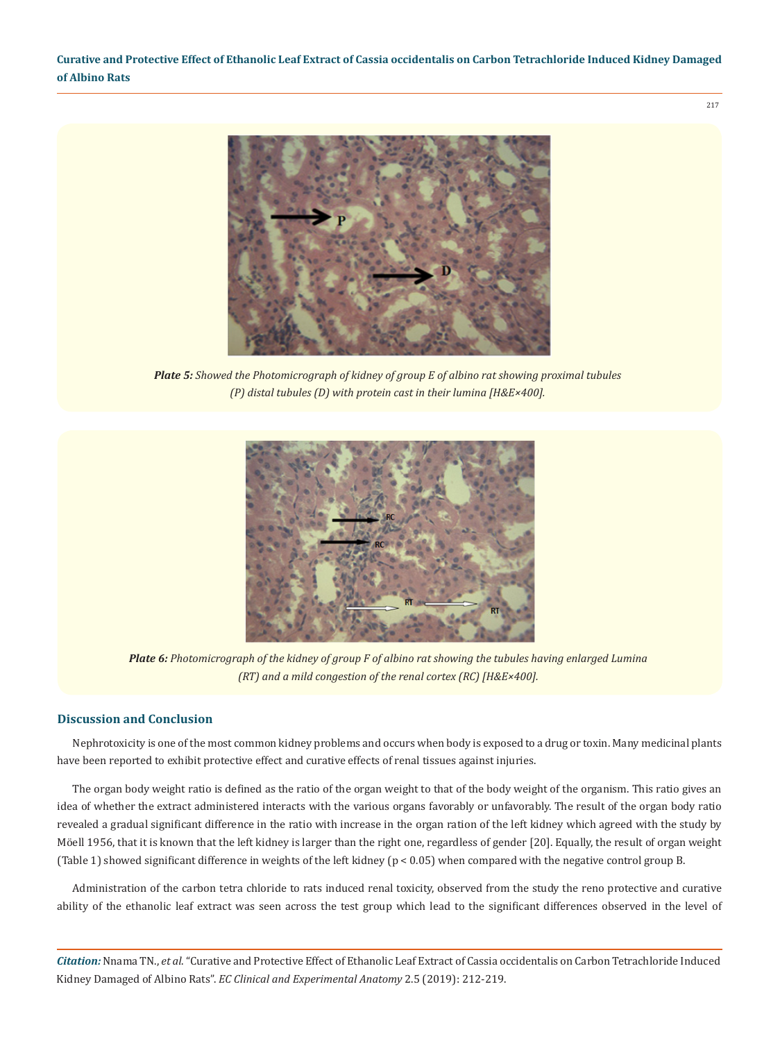***Plate 5:*** *Showed the Photomicrograph of kidney of group E of albino rat showing proximal tubules (P) distal tubules (D) with protein cast in their lumina [H&E×400].*

***Plate 6:*** *Photomicrograph of the kidney of group F of albino rat showing the tubules having enlarged Lumina (RT) and a mild congestion of the renal cortex (RC) [H&E×400].*

## Discussion and Conclusion

Nephrotoxicity is one of the most common kidney problems and occurs when body is exposed to a drug or toxin. Many medicinal plants have been reported to exhibit protective effect and curative effects of renal tissues against injuries.

The organ body weight ratio is defined as the ratio of the organ weight to that of the body weight of the organism. This ratio gives an idea of whether the extract administered interacts with the various organs favorably or unfavorably. The result of the organ body ratio revealed a gradual significant difference in the ratio with increase in the organ ration of the left kidney which agreed with the study by Möell 1956, that it is known that the left kidney is larger than the right one, regardless of gender [20]. Equally, the result of organ weight (Table 1) showed significant difference in weights of the left kidney ($p < 0.05$) when compared with the negative control group B.

Administration of the carbon tetra chloride to rats induced renal toxicity, observed from the study the reno protective and curative ability of the ethanolic leaf extract was seen across the test group which lead to the significant differences observed in the level of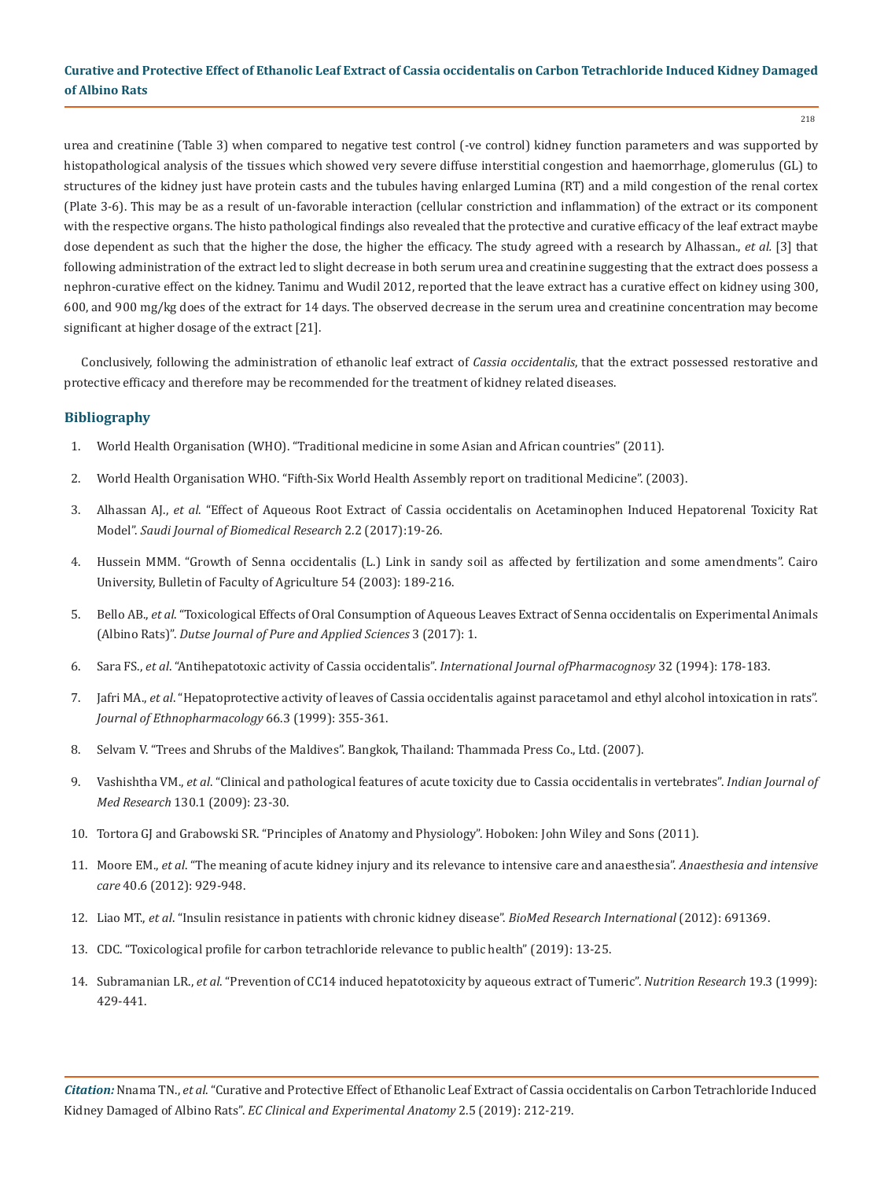urea and creatinine (Table 3) when compared to negative test control (-ve control) kidney function parameters and was supported by histopathological analysis of the tissues which showed very severe diffuse interstitial congestion and haemorrhage, glomerulus (GL) to structures of the kidney just have protein casts and the tubules having enlarged Lumina (RT) and a mild congestion of the renal cortex (Plate 3-6). This may be as a result of un-favorable interaction (cellular constriction and inflammation) of the extract or its component with the respective organs. The histo pathological findings also revealed that the protective and curative efficacy of the leaf extract maybe dose dependent as such that the higher the dose, the higher the efficacy. The study agreed with a research by Alhassan., *et al.* [3] that following administration of the extract led to slight decrease in both serum urea and creatinine suggesting that the extract does possess a nephron-curative effect on the kidney. Tanimu and Wudil 2012, reported that the leave extract has a curative effect on kidney using 300, 600, and 900 mg/kg does of the extract for 14 days. The observed decrease in the serum urea and creatinine concentration may become significant at higher dosage of the extract [21].

Conclusively, following the administration of ethanolic leaf extract of *Cassia occidentalis*, that the extract possessed restorative and protective efficacy and therefore may be recommended for the treatment of kidney related diseases.

## Bibliography

1. World Health Organisation (WHO). "Traditional medicine in some Asian and African countries" (2011).
2. World Health Organisation WHO. "Fifth-Six World Health Assembly report on traditional Medicine". (2003).
3. Alhassan AJ., *et al*. "Effect of Aqueous Root Extract of Cassia occidentalis on Acetaminophen Induced Hepatorenal Toxicity Rat Model". *Saudi Journal of Biomedical Research* 2.2 (2017):19-26.
4. Hussein MMM. "Growth of Senna occidentalis (L.) Link in sandy soil as affected by fertilization and some amendments". Cairo University, Bulletin of Faculty of Agriculture 54 (2003): 189-216.
5. Bello AB., *et al*. "Toxicological Effects of Oral Consumption of Aqueous Leaves Extract of Senna occidentalis on Experimental Animals (Albino Rats)". *Dutse Journal of Pure and Applied Sciences* 3 (2017): 1.
6. Sara FS., *et al*. "Antihepatotoxic activity of Cassia occidentalis". *International Journal ofPharmacognosy* 32 (1994): 178-183.
7. Jafri MA., *et al*. "Hepatoprotective activity of leaves of Cassia occidentalis against paracetamol and ethyl alcohol intoxication in rats". *Journal of Ethnopharmacology* 66.3 (1999): 355-361.
8. Selvam V. "Trees and Shrubs of the Maldives". Bangkok, Thailand: Thammada Press Co., Ltd. (2007).
9. Vashishtha VM., *et al*. "Clinical and pathological features of acute toxicity due to Cassia occidentalis in vertebrates". *Indian Journal of Med Research* 130.1 (2009): 23-30.
10. Tortora GJ and Grabowski SR. "Principles of Anatomy and Physiology". Hoboken: John Wiley and Sons (2011).
11. Moore EM., *et al*. "The meaning of acute kidney injury and its relevance to intensive care and anaesthesia". *Anaesthesia and intensive care* 40.6 (2012): 929-948.
12. Liao MT., *et al*. "Insulin resistance in patients with chronic kidney disease". *BioMed Research International* (2012): 691369.
13. CDC. "Toxicological profile for carbon tetrachloride relevance to public health" (2019): 13-25.
14. Subramanian LR., *et al.* "Prevention of CC14 induced hepatotoxicity by aqueous extract of Tumeric". *Nutrition Research* 19.3 (1999): 429-441.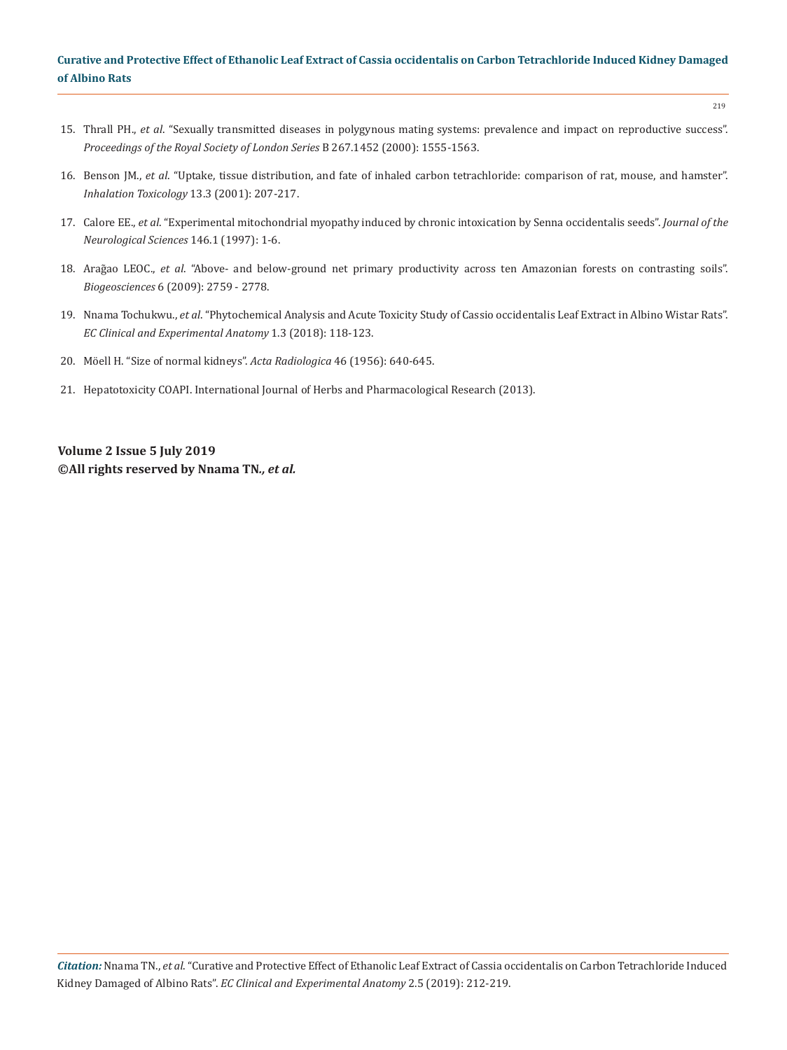15. Thrall PH., *et al*. "Sexually transmitted diseases in polygynous mating systems: prevalence and impact on reproductive success". *Proceedings of the Royal Society of London Series* B 267.1452 (2000): 1555-1563.

16. Benson JM., *et al*. "Uptake, tissue distribution, and fate of inhaled carbon tetrachloride: comparison of rat, mouse, and hamster". *Inhalation Toxicology* 13.3 (2001): 207-217.

17. Calore EE., *et al*. "Experimental mitochondrial myopathy induced by chronic intoxication by Senna occidentalis seeds". *Journal of the Neurological Sciences* 146.1 (1997): 1-6.

18. Arağao LEOC., *et al*. "Above- and below-ground net primary productivity across ten Amazonian forests on contrasting soils". *Biogeosciences* 6 (2009): 2759 - 2778.

19. Nnama Tochukwu., *et al*. "Phytochemical Analysis and Acute Toxicity Study of Cassio occidentalis Leaf Extract in Albino Wistar Rats". *EC Clinical and Experimental Anatomy* 1.3 (2018): 118-123.

20. Möell H. "Size of normal kidneys". *Acta Radiologica* 46 (1956): 640-645.

21. Hepatotoxicity COAPI. International Journal of Herbs and Pharmacological Research (2013).

**Volume 2 Issue 5 July 2019**
**©All rights reserved by Nnama TN., *et al.***